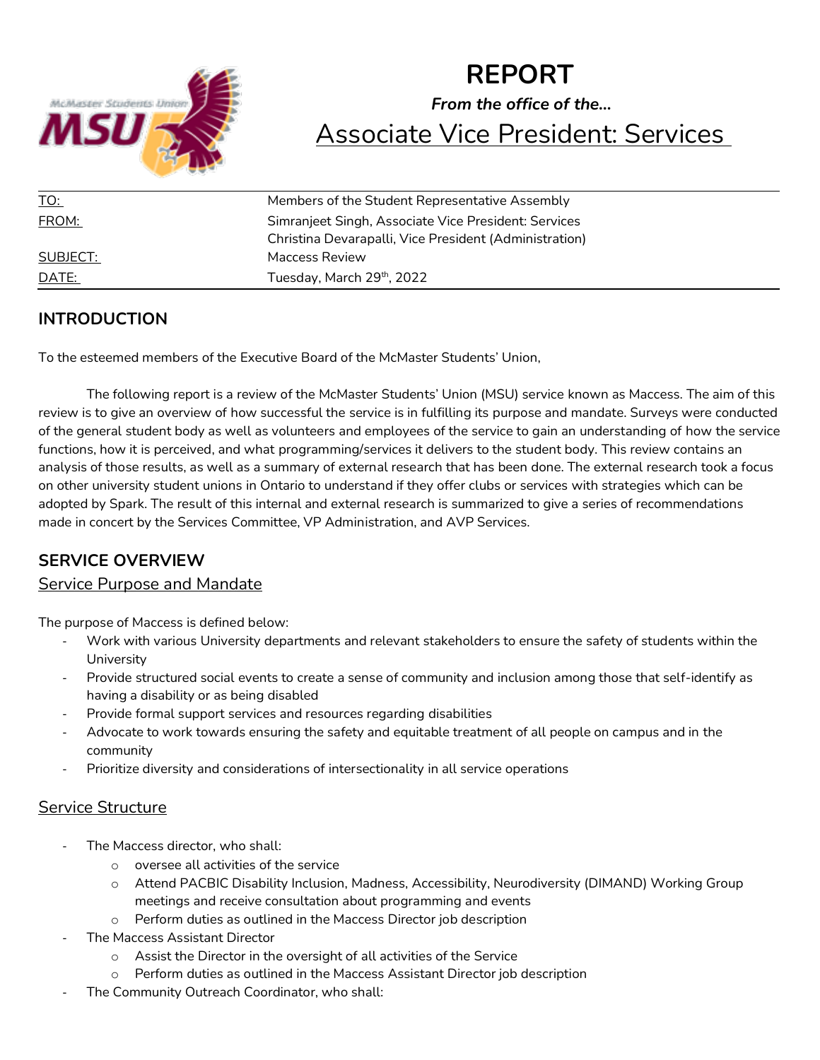# REPORT

***From the office of the…***

## Associate Vice President: Services

| | |
|---|---|
| TO: | Members of the Student Representative Assembly |
| FROM: | Simranjeet Singh, Associate Vice President: Services<br>Christina Devarapalli, Vice President (Administration) |
| SUBJECT: | Maccess Review |
| DATE: | Tuesday, March 29th, 2022 |

## INTRODUCTION

To the esteemed members of the Executive Board of the McMaster Students' Union,

The following report is a review of the McMaster Students' Union (MSU) service known as Maccess. The aim of this review is to give an overview of how successful the service is in fulfilling its purpose and mandate. Surveys were conducted of the general student body as well as volunteers and employees of the service to gain an understanding of how the service functions, how it is perceived, and what programming/services it delivers to the student body. This review contains an analysis of those results, as well as a summary of external research that has been done. The external research took a focus on other university student unions in Ontario to understand if they offer clubs or services with strategies which can be adopted by Spark. The result of this internal and external research is summarized to give a series of recommendations made in concert by the Services Committee, VP Administration, and AVP Services.

## SERVICE OVERVIEW

### Service Purpose and Mandate

The purpose of Maccess is defined below:

- Work with various University departments and relevant stakeholders to ensure the safety of students within the University
- Provide structured social events to create a sense of community and inclusion among those that self-identify as having a disability or as being disabled
- Provide formal support services and resources regarding disabilities
- Advocate to work towards ensuring the safety and equitable treatment of all people on campus and in the community
- Prioritize diversity and considerations of intersectionality in all service operations

### Service Structure

- The Maccess director, who shall:
  - oversee all activities of the service
  - Attend PACBIC Disability Inclusion, Madness, Accessibility, Neurodiversity (DIMAND) Working Group meetings and receive consultation about programming and events
  - Perform duties as outlined in the Maccess Director job description
- The Maccess Assistant Director
  - Assist the Director in the oversight of all activities of the Service
  - Perform duties as outlined in the Maccess Assistant Director job description
- The Community Outreach Coordinator, who shall: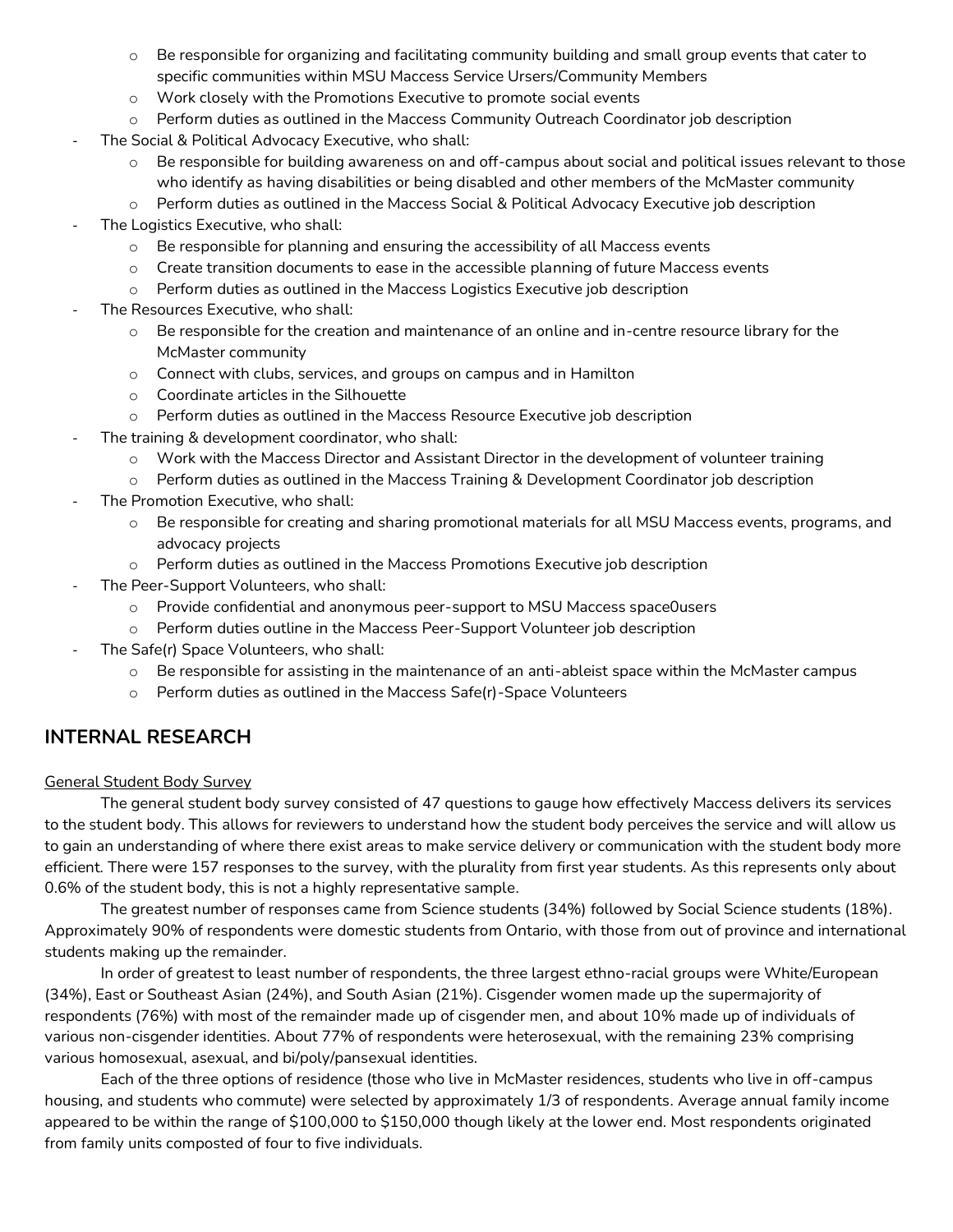- Be responsible for organizing and facilitating community building and small group events that cater to specific communities within MSU Maccess Service Ursers/Community Members
    - Work closely with the Promotions Executive to promote social events
    - Perform duties as outlined in the Maccess Community Outreach Coordinator job description
- The Social & Political Advocacy Executive, who shall:
    - Be responsible for building awareness on and off-campus about social and political issues relevant to those who identify as having disabilities or being disabled and other members of the McMaster community
    - Perform duties as outlined in the Maccess Social & Political Advocacy Executive job description
- The Logistics Executive, who shall:
    - Be responsible for planning and ensuring the accessibility of all Maccess events
    - Create transition documents to ease in the accessible planning of future Maccess events
    - Perform duties as outlined in the Maccess Logistics Executive job description
- The Resources Executive, who shall:
    - Be responsible for the creation and maintenance of an online and in-centre resource library for the McMaster community
    - Connect with clubs, services, and groups on campus and in Hamilton
    - Coordinate articles in the Silhouette
    - Perform duties as outlined in the Maccess Resource Executive job description
- The training & development coordinator, who shall:
    - Work with the Maccess Director and Assistant Director in the development of volunteer training
    - Perform duties as outlined in the Maccess Training & Development Coordinator job description
- The Promotion Executive, who shall:
    - Be responsible for creating and sharing promotional materials for all MSU Maccess events, programs, and advocacy projects
    - Perform duties as outlined in the Maccess Promotions Executive job description
- The Peer-Support Volunteers, who shall:
    - Provide confidential and anonymous peer-support to MSU Maccess space0users
    - Perform duties outline in the Maccess Peer-Support Volunteer job description
- The Safe(r) Space Volunteers, who shall:
    - Be responsible for assisting in the maintenance of an anti-ableist space within the McMaster campus
    - Perform duties as outlined in the Maccess Safe(r)-Space Volunteers

## INTERNAL RESEARCH

General Student Body Survey

The general student body survey consisted of 47 questions to gauge how effectively Maccess delivers its services to the student body. This allows for reviewers to understand how the student body perceives the service and will allow us to gain an understanding of where there exist areas to make service delivery or communication with the student body more efficient. There were 157 responses to the survey, with the plurality from first year students. As this represents only about 0.6% of the student body, this is not a highly representative sample.

The greatest number of responses came from Science students (34%) followed by Social Science students (18%). Approximately 90% of respondents were domestic students from Ontario, with those from out of province and international students making up the remainder.

In order of greatest to least number of respondents, the three largest ethno-racial groups were White/European (34%), East or Southeast Asian (24%), and South Asian (21%). Cisgender women made up the supermajority of respondents (76%) with most of the remainder made up of cisgender men, and about 10% made up of individuals of various non-cisgender identities. About 77% of respondents were heterosexual, with the remaining 23% comprising various homosexual, asexual, and bi/poly/pansexual identities.

Each of the three options of residence (those who live in McMaster residences, students who live in off-campus housing, and students who commute) were selected by approximately 1/3 of respondents. Average annual family income appeared to be within the range of $100,000 to $150,000 though likely at the lower end. Most respondents originated from family units composted of four to five individuals.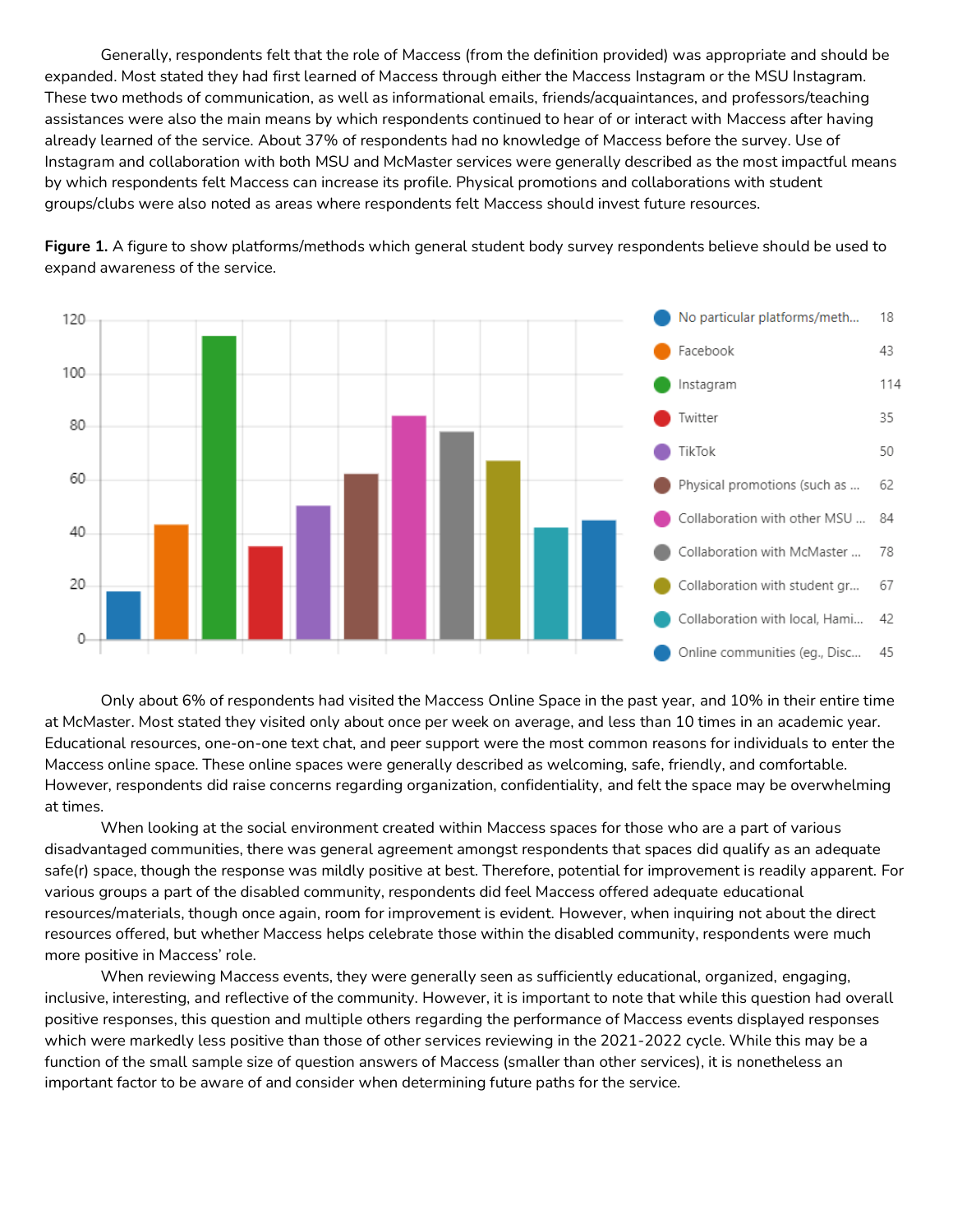Generally, respondents felt that the role of Maccess (from the definition provided) was appropriate and should be expanded. Most stated they had first learned of Maccess through either the Maccess Instagram or the MSU Instagram. These two methods of communication, as well as informational emails, friends/acquaintances, and professors/teaching assistances were also the main means by which respondents continued to hear of or interact with Maccess after having already learned of the service. About 37% of respondents had no knowledge of Maccess before the survey. Use of Instagram and collaboration with both MSU and McMaster services were generally described as the most impactful means by which respondents felt Maccess can increase its profile. Physical promotions and collaborations with student groups/clubs were also noted as areas where respondents felt Maccess should invest future resources.

**Figure 1.** A figure to show platforms/methods which general student body survey respondents believe should be used to expand awareness of the service.

| Platform/Method | Count |
|---|---|
| No particular platforms/meth... | 18 |
| Facebook | 43 |
| Instagram | 114 |
| Twitter | 35 |
| TikTok | 50 |
| Physical promotions (such as ... | 62 |
| Collaboration with other MSU ... | 84 |
| Collaboration with McMaster ... | 78 |
| Collaboration with student gr... | 67 |
| Collaboration with local, Hami... | 42 |
| Online communities (eg., Disc... | 45 |

Only about 6% of respondents had visited the Maccess Online Space in the past year, and 10% in their entire time at McMaster. Most stated they visited only about once per week on average, and less than 10 times in an academic year. Educational resources, one-on-one text chat, and peer support were the most common reasons for individuals to enter the Maccess online space. These online spaces were generally described as welcoming, safe, friendly, and comfortable. However, respondents did raise concerns regarding organization, confidentiality, and felt the space may be overwhelming at times.

When looking at the social environment created within Maccess spaces for those who are a part of various disadvantaged communities, there was general agreement amongst respondents that spaces did qualify as an adequate safe(r) space, though the response was mildly positive at best. Therefore, potential for improvement is readily apparent. For various groups a part of the disabled community, respondents did feel Maccess offered adequate educational resources/materials, though once again, room for improvement is evident. However, when inquiring not about the direct resources offered, but whether Maccess helps celebrate those within the disabled community, respondents were much more positive in Maccess' role.

When reviewing Maccess events, they were generally seen as sufficiently educational, organized, engaging, inclusive, interesting, and reflective of the community. However, it is important to note that while this question had overall positive responses, this question and multiple others regarding the performance of Maccess events displayed responses which were markedly less positive than those of other services reviewing in the 2021-2022 cycle. While this may be a function of the small sample size of question answers of Maccess (smaller than other services), it is nonetheless an important factor to be aware of and consider when determining future paths for the service.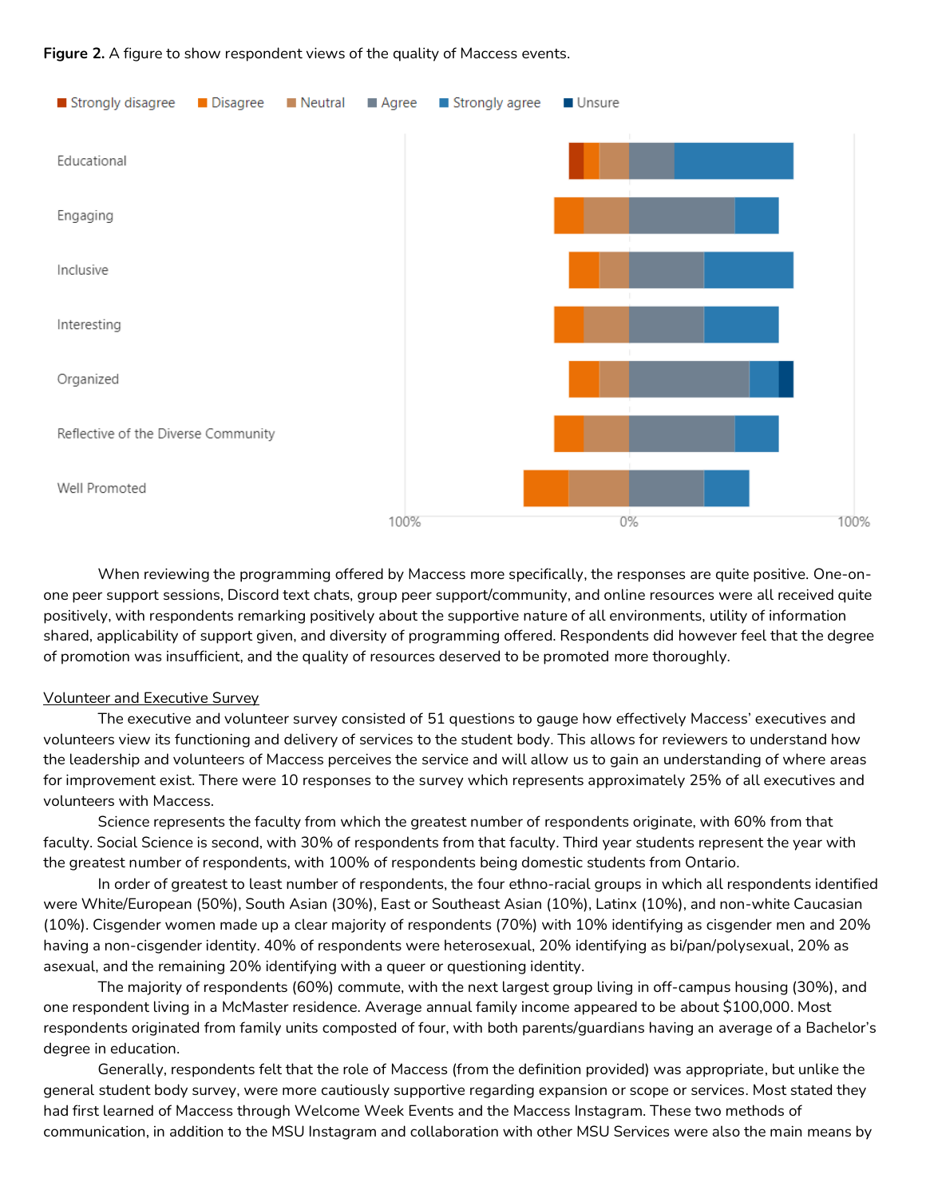**Figure 2.** A figure to show respondent views of the quality of Maccess events.

When reviewing the programming offered by Maccess more specifically, the responses are quite positive. One-on-one peer support sessions, Discord text chats, group peer support/community, and online resources were all received quite positively, with respondents remarking positively about the supportive nature of all environments, utility of information shared, applicability of support given, and diversity of programming offered. Respondents did however feel that the degree of promotion was insufficient, and the quality of resources deserved to be promoted more thoroughly.

Volunteer and Executive Survey

The executive and volunteer survey consisted of 51 questions to gauge how effectively Maccess' executives and volunteers view its functioning and delivery of services to the student body. This allows for reviewers to understand how the leadership and volunteers of Maccess perceives the service and will allow us to gain an understanding of where areas for improvement exist. There were 10 responses to the survey which represents approximately 25% of all executives and volunteers with Maccess.

Science represents the faculty from which the greatest number of respondents originate, with 60% from that faculty. Social Science is second, with 30% of respondents from that faculty. Third year students represent the year with the greatest number of respondents, with 100% of respondents being domestic students from Ontario.

In order of greatest to least number of respondents, the four ethno-racial groups in which all respondents identified were White/European (50%), South Asian (30%), East or Southeast Asian (10%), Latinx (10%), and non-white Caucasian (10%). Cisgender women made up a clear majority of respondents (70%) with 10% identifying as cisgender men and 20% having a non-cisgender identity. 40% of respondents were heterosexual, 20% identifying as bi/pan/polysexual, 20% as asexual, and the remaining 20% identifying with a queer or questioning identity.

The majority of respondents (60%) commute, with the next largest group living in off-campus housing (30%), and one respondent living in a McMaster residence. Average annual family income appeared to be about $100,000. Most respondents originated from family units composted of four, with both parents/guardians having an average of a Bachelor's degree in education.

Generally, respondents felt that the role of Maccess (from the definition provided) was appropriate, but unlike the general student body survey, were more cautiously supportive regarding expansion or scope or services. Most stated they had first learned of Maccess through Welcome Week Events and the Maccess Instagram. These two methods of communication, in addition to the MSU Instagram and collaboration with other MSU Services were also the main means by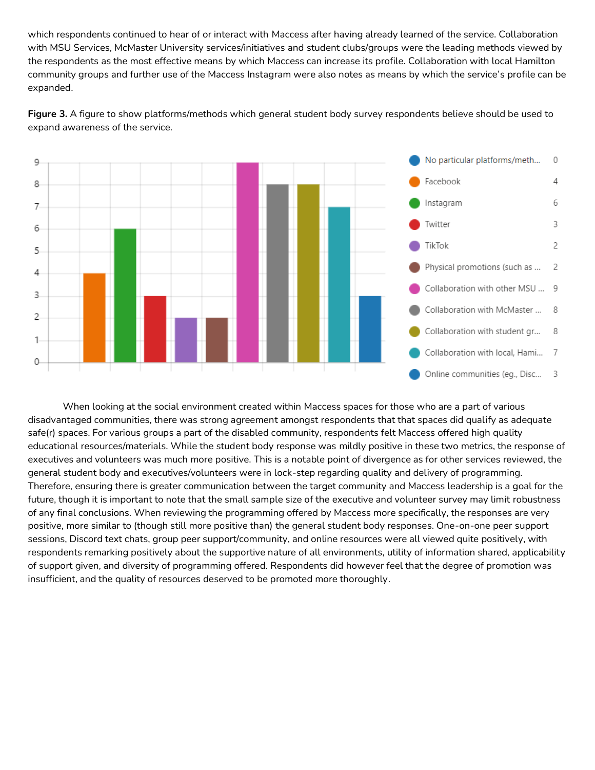which respondents continued to hear of or interact with Maccess after having already learned of the service. Collaboration with MSU Services, McMaster University services/initiatives and student clubs/groups were the leading methods viewed by the respondents as the most effective means by which Maccess can increase its profile. Collaboration with local Hamilton community groups and further use of the Maccess Instagram were also notes as means by which the service's profile can be expanded.

**Figure 3.** A figure to show platforms/methods which general student body survey respondents believe should be used to expand awareness of the service.

| Platform/method | Count |
| --- | --- |
| No particular platforms/meth... | 0 |
| Facebook | 4 |
| Instagram | 6 |
| Twitter | 3 |
| TikTok | 2 |
| Physical promotions (such as ... | 2 |
| Collaboration with other MSU ... | 9 |
| Collaboration with McMaster ... | 8 |
| Collaboration with student gr... | 8 |
| Collaboration with local, Hami... | 7 |
| Online communities (eg., Disc... | 3 |

When looking at the social environment created within Maccess spaces for those who are a part of various disadvantaged communities, there was strong agreement amongst respondents that that spaces did qualify as adequate safe(r) spaces. For various groups a part of the disabled community, respondents felt Maccess offered high quality educational resources/materials. While the student body response was mildly positive in these two metrics, the response of executives and volunteers was much more positive. This is a notable point of divergence as for other services reviewed, the general student body and executives/volunteers were in lock-step regarding quality and delivery of programming. Therefore, ensuring there is greater communication between the target community and Maccess leadership is a goal for the future, though it is important to note that the small sample size of the executive and volunteer survey may limit robustness of any final conclusions. When reviewing the programming offered by Maccess more specifically, the responses are very positive, more similar to (though still more positive than) the general student body responses. One-on-one peer support sessions, Discord text chats, group peer support/community, and online resources were all viewed quite positively, with respondents remarking positively about the supportive nature of all environments, utility of information shared, applicability of support given, and diversity of programming offered. Respondents did however feel that the degree of promotion was insufficient, and the quality of resources deserved to be promoted more thoroughly.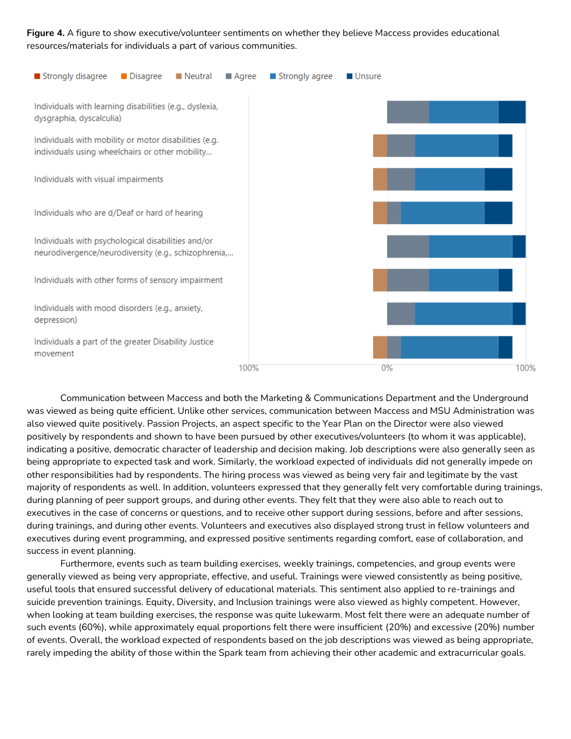**Figure 4.** A figure to show executive/volunteer sentiments on whether they believe Maccess provides educational resources/materials for individuals a part of various communities.

Communication between Maccess and both the Marketing & Communications Department and the Underground was viewed as being quite efficient. Unlike other services, communication between Maccess and MSU Administration was also viewed quite positively. Passion Projects, an aspect specific to the Year Plan on the Director were also viewed positively by respondents and shown to have been pursued by other executives/volunteers (to whom it was applicable), indicating a positive, democratic character of leadership and decision making. Job descriptions were also generally seen as being appropriate to expected task and work. Similarly, the workload expected of individuals did not generally impede on other responsibilities had by respondents. The hiring process was viewed as being very fair and legitimate by the vast majority of respondents as well. In addition, volunteers expressed that they generally felt very comfortable during trainings, during planning of peer support groups, and during other events. They felt that they were also able to reach out to executives in the case of concerns or questions, and to receive other support during sessions, before and after sessions, during trainings, and during other events. Volunteers and executives also displayed strong trust in fellow volunteers and executives during event programming, and expressed positive sentiments regarding comfort, ease of collaboration, and success in event planning.

Furthermore, events such as team building exercises, weekly trainings, competencies, and group events were generally viewed as being very appropriate, effective, and useful. Trainings were viewed consistently as being positive, useful tools that ensured successful delivery of educational materials. This sentiment also applied to re-trainings and suicide prevention trainings. Equity, Diversity, and Inclusion trainings were also viewed as highly competent. However, when looking at team building exercises, the response was quite lukewarm. Most felt there were an adequate number of such events (60%), while approximately equal proportions felt there were insufficient (20%) and excessive (20%) number of events. Overall, the workload expected of respondents based on the job descriptions was viewed as being appropriate, rarely impeding the ability of those within the Spark team from achieving their other academic and extracurricular goals.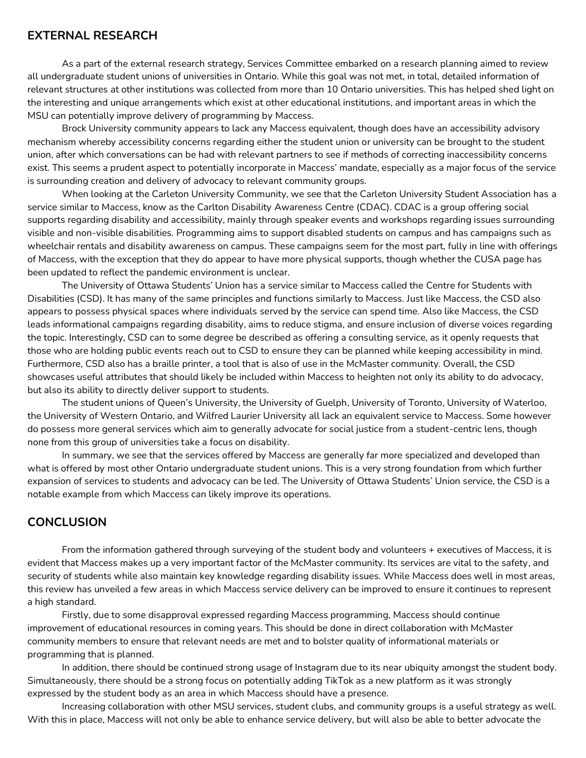## EXTERNAL RESEARCH

As a part of the external research strategy, Services Committee embarked on a research planning aimed to review all undergraduate student unions of universities in Ontario. While this goal was not met, in total, detailed information of relevant structures at other institutions was collected from more than 10 Ontario universities. This has helped shed light on the interesting and unique arrangements which exist at other educational institutions, and important areas in which the MSU can potentially improve delivery of programming by Maccess.

Brock University community appears to lack any Maccess equivalent, though does have an accessibility advisory mechanism whereby accessibility concerns regarding either the student union or university can be brought to the student union, after which conversations can be had with relevant partners to see if methods of correcting inaccessibility concerns exist. This seems a prudent aspect to potentially incorporate in Maccess' mandate, especially as a major focus of the service is surrounding creation and delivery of advocacy to relevant community groups.

When looking at the Carleton University Community, we see that the Carleton University Student Association has a service similar to Maccess, know as the Carlton Disability Awareness Centre (CDAC). CDAC is a group offering social supports regarding disability and accessibility, mainly through speaker events and workshops regarding issues surrounding visible and non-visible disabilities. Programming aims to support disabled students on campus and has campaigns such as wheelchair rentals and disability awareness on campus. These campaigns seem for the most part, fully in line with offerings of Maccess, with the exception that they do appear to have more physical supports, though whether the CUSA page has been updated to reflect the pandemic environment is unclear.

The University of Ottawa Students' Union has a service similar to Maccess called the Centre for Students with Disabilities (CSD). It has many of the same principles and functions similarly to Maccess. Just like Maccess, the CSD also appears to possess physical spaces where individuals served by the service can spend time. Also like Maccess, the CSD leads informational campaigns regarding disability, aims to reduce stigma, and ensure inclusion of diverse voices regarding the topic. Interestingly, CSD can to some degree be described as offering a consulting service, as it openly requests that those who are holding public events reach out to CSD to ensure they can be planned while keeping accessibility in mind. Furthermore, CSD also has a braille printer, a tool that is also of use in the McMaster community. Overall, the CSD showcases useful attributes that should likely be included within Maccess to heighten not only its ability to do advocacy, but also its ability to directly deliver support to students.

The student unions of Queen's University, the University of Guelph, University of Toronto, University of Waterloo, the University of Western Ontario, and Wilfred Laurier University all lack an equivalent service to Maccess. Some however do possess more general services which aim to generally advocate for social justice from a student-centric lens, though none from this group of universities take a focus on disability.

In summary, we see that the services offered by Maccess are generally far more specialized and developed than what is offered by most other Ontario undergraduate student unions. This is a very strong foundation from which further expansion of services to students and advocacy can be led. The University of Ottawa Students' Union service, the CSD is a notable example from which Maccess can likely improve its operations.

## CONCLUSION

From the information gathered through surveying of the student body and volunteers + executives of Maccess, it is evident that Maccess makes up a very important factor of the McMaster community. Its services are vital to the safety, and security of students while also maintain key knowledge regarding disability issues. While Maccess does well in most areas, this review has unveiled a few areas in which Maccess service delivery can be improved to ensure it continues to represent a high standard.

Firstly, due to some disapproval expressed regarding Maccess programming, Maccess should continue improvement of educational resources in coming years. This should be done in direct collaboration with McMaster community members to ensure that relevant needs are met and to bolster quality of informational materials or programming that is planned.

In addition, there should be continued strong usage of Instagram due to its near ubiquity amongst the student body. Simultaneously, there should be a strong focus on potentially adding TikTok as a new platform as it was strongly expressed by the student body as an area in which Maccess should have a presence.

Increasing collaboration with other MSU services, student clubs, and community groups is a useful strategy as well. With this in place, Maccess will not only be able to enhance service delivery, but will also be able to better advocate the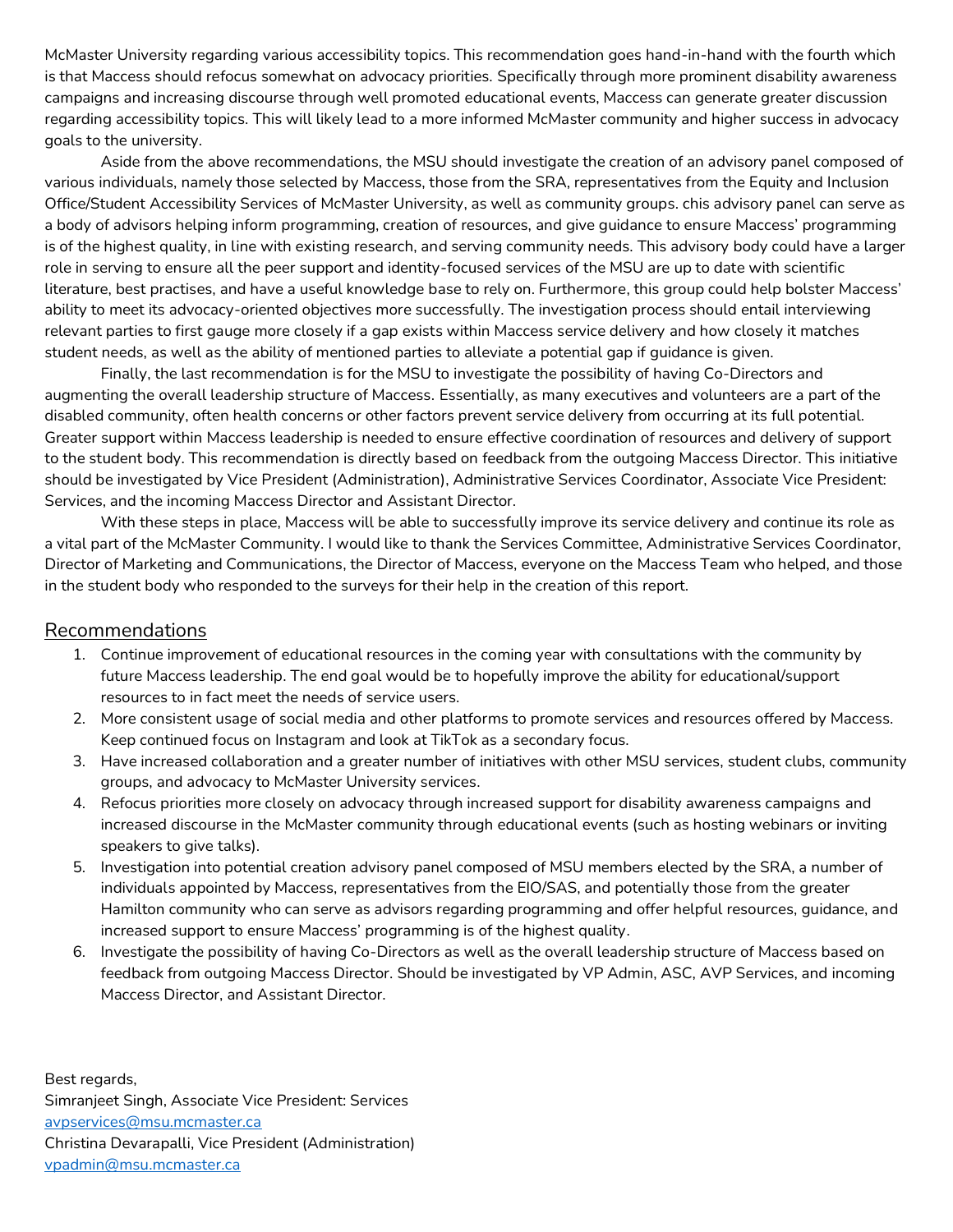McMaster University regarding various accessibility topics. This recommendation goes hand-in-hand with the fourth which is that Maccess should refocus somewhat on advocacy priorities. Specifically through more prominent disability awareness campaigns and increasing discourse through well promoted educational events, Maccess can generate greater discussion regarding accessibility topics. This will likely lead to a more informed McMaster community and higher success in advocacy goals to the university.

Aside from the above recommendations, the MSU should investigate the creation of an advisory panel composed of various individuals, namely those selected by Maccess, those from the SRA, representatives from the Equity and Inclusion Office/Student Accessibility Services of McMaster University, as well as community groups. chis advisory panel can serve as a body of advisors helping inform programming, creation of resources, and give guidance to ensure Maccess' programming is of the highest quality, in line with existing research, and serving community needs. This advisory body could have a larger role in serving to ensure all the peer support and identity-focused services of the MSU are up to date with scientific literature, best practises, and have a useful knowledge base to rely on. Furthermore, this group could help bolster Maccess' ability to meet its advocacy-oriented objectives more successfully. The investigation process should entail interviewing relevant parties to first gauge more closely if a gap exists within Maccess service delivery and how closely it matches student needs, as well as the ability of mentioned parties to alleviate a potential gap if guidance is given.

Finally, the last recommendation is for the MSU to investigate the possibility of having Co-Directors and augmenting the overall leadership structure of Maccess. Essentially, as many executives and volunteers are a part of the disabled community, often health concerns or other factors prevent service delivery from occurring at its full potential. Greater support within Maccess leadership is needed to ensure effective coordination of resources and delivery of support to the student body. This recommendation is directly based on feedback from the outgoing Maccess Director. This initiative should be investigated by Vice President (Administration), Administrative Services Coordinator, Associate Vice President: Services, and the incoming Maccess Director and Assistant Director.

With these steps in place, Maccess will be able to successfully improve its service delivery and continue its role as a vital part of the McMaster Community. I would like to thank the Services Committee, Administrative Services Coordinator, Director of Marketing and Communications, the Director of Maccess, everyone on the Maccess Team who helped, and those in the student body who responded to the surveys for their help in the creation of this report.

## Recommendations

1. Continue improvement of educational resources in the coming year with consultations with the community by future Maccess leadership. The end goal would be to hopefully improve the ability for educational/support resources to in fact meet the needs of service users.
2. More consistent usage of social media and other platforms to promote services and resources offered by Maccess. Keep continued focus on Instagram and look at TikTok as a secondary focus.
3. Have increased collaboration and a greater number of initiatives with other MSU services, student clubs, community groups, and advocacy to McMaster University services.
4. Refocus priorities more closely on advocacy through increased support for disability awareness campaigns and increased discourse in the McMaster community through educational events (such as hosting webinars or inviting speakers to give talks).
5. Investigation into potential creation advisory panel composed of MSU members elected by the SRA, a number of individuals appointed by Maccess, representatives from the EIO/SAS, and potentially those from the greater Hamilton community who can serve as advisors regarding programming and offer helpful resources, guidance, and increased support to ensure Maccess' programming is of the highest quality.
6. Investigate the possibility of having Co-Directors as well as the overall leadership structure of Maccess based on feedback from outgoing Maccess Director. Should be investigated by VP Admin, ASC, AVP Services, and incoming Maccess Director, and Assistant Director.

Best regards,
Simranjeet Singh, Associate Vice President: Services
avpservices@msu.mcmaster.ca
Christina Devarapalli, Vice President (Administration)
vpadmin@msu.mcmaster.ca